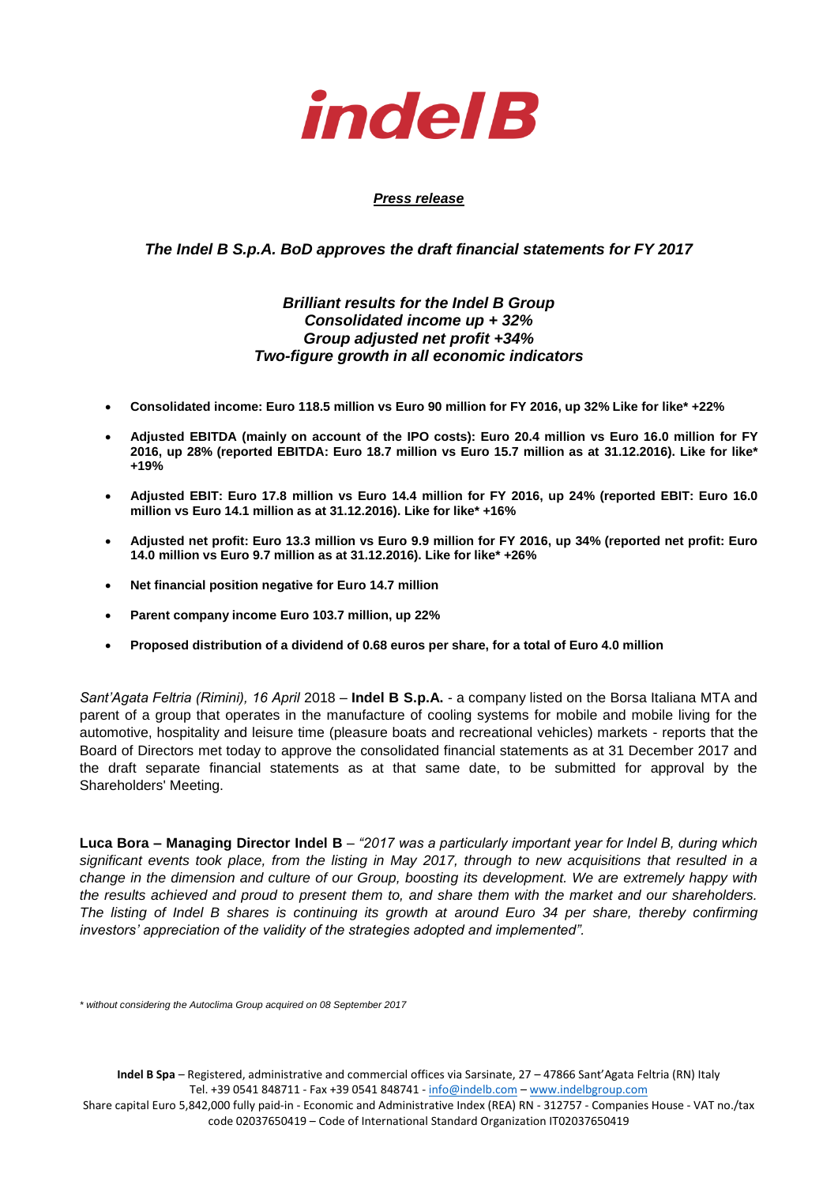**indel B**

***Press release***

***The Indel B S.p.A. BoD approves the draft financial statements for FY 2017***

***Brilliant results for the Indel B Group***
***Consolidated income up + 32%***
***Group adjusted net profit +34%***
***Two-figure growth in all economic indicators***

- **Consolidated income: Euro 118.5 million vs Euro 90 million for FY 2016, up 32% Like for like\* +22%**
- **Adjusted EBITDA (mainly on account of the IPO costs): Euro 20.4 million vs Euro 16.0 million for FY 2016, up 28% (reported EBITDA: Euro 18.7 million vs Euro 15.7 million as at 31.12.2016). Like for like\* +19%**
- **Adjusted EBIT: Euro 17.8 million vs Euro 14.4 million for FY 2016, up 24% (reported EBIT: Euro 16.0 million vs Euro 14.1 million as at 31.12.2016). Like for like\* +16%**
- **Adjusted net profit: Euro 13.3 million vs Euro 9.9 million for FY 2016, up 34% (reported net profit: Euro 14.0 million vs Euro 9.7 million as at 31.12.2016). Like for like\* +26%**
- **Net financial position negative for Euro 14.7 million**
- **Parent company income Euro 103.7 million, up 22%**
- **Proposed distribution of a dividend of 0.68 euros per share, for a total of Euro 4.0 million**

*Sant'Agata Feltria (Rimini), 16 April* 2018 – **Indel B S.p.A.** - a company listed on the Borsa Italiana MTA and parent of a group that operates in the manufacture of cooling systems for mobile and mobile living for the automotive, hospitality and leisure time (pleasure boats and recreational vehicles) markets - reports that the Board of Directors met today to approve the consolidated financial statements as at 31 December 2017 and the draft separate financial statements as at that same date, to be submitted for approval by the Shareholders' Meeting.

**Luca Bora – Managing Director Indel B** – *"2017 was a particularly important year for Indel B, during which significant events took place, from the listing in May 2017, through to new acquisitions that resulted in a change in the dimension and culture of our Group, boosting its development. We are extremely happy with the results achieved and proud to present them to, and share them with the market and our shareholders. The listing of Indel B shares is continuing its growth at around Euro 34 per share, thereby confirming investors' appreciation of the validity of the strategies adopted and implemented".*

*\* without considering the Autoclima Group acquired on 08 September 2017*

**Indel B Spa** – Registered, administrative and commercial offices via Sarsinate, 27 – 47866 Sant'Agata Feltria (RN) Italy
Tel. +39 0541 848711 - Fax +39 0541 848741 - info@indelb.com – www.indelbgroup.com
Share capital Euro 5,842,000 fully paid-in - Economic and Administrative Index (REA) RN - 312757 - Companies House - VAT no./tax code 02037650419 – Code of International Standard Organization IT02037650419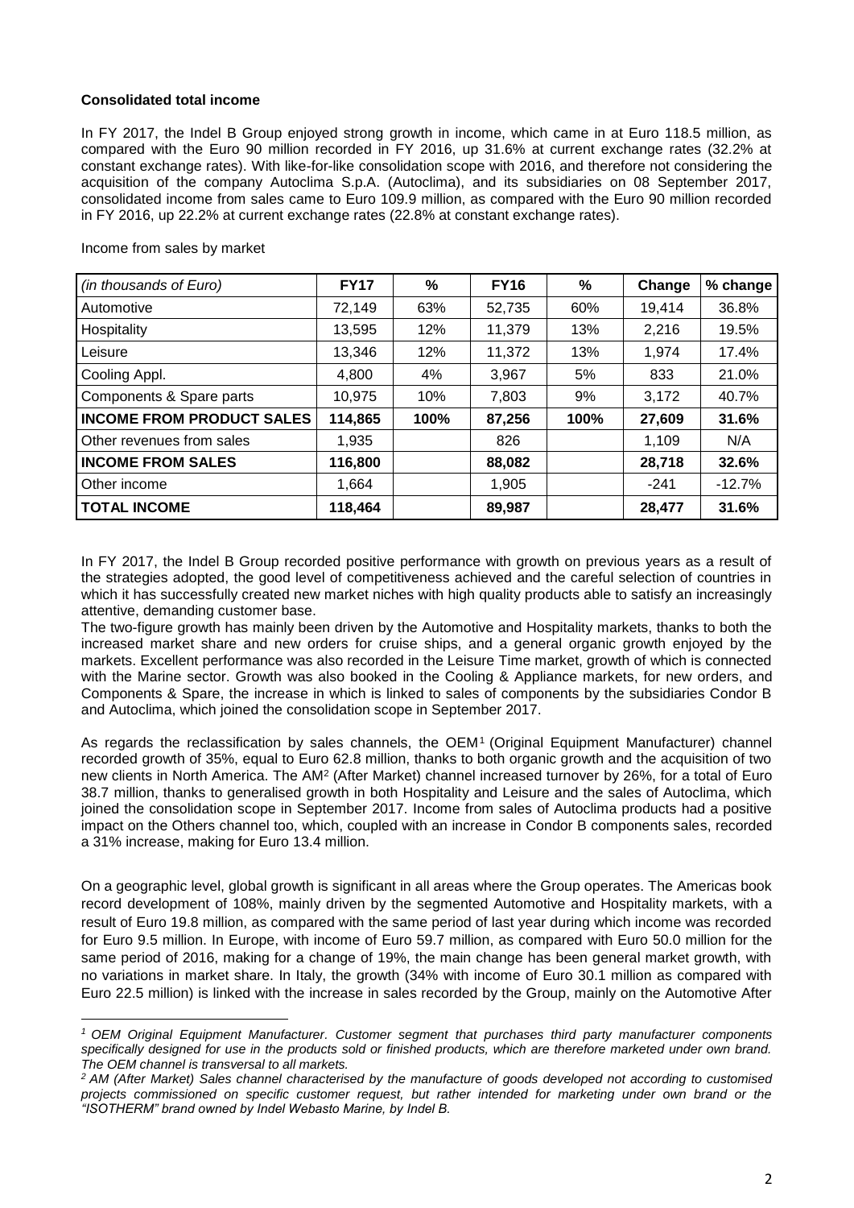**Consolidated total income**

In FY 2017, the Indel B Group enjoyed strong growth in income, which came in at Euro 118.5 million, as compared with the Euro 90 million recorded in FY 2016, up 31.6% at current exchange rates (32.2% at constant exchange rates). With like-for-like consolidation scope with 2016, and therefore not considering the acquisition of the company Autoclima S.p.A. (Autoclima), and its subsidiaries on 08 September 2017, consolidated income from sales came to Euro 109.9 million, as compared with the Euro 90 million recorded in FY 2016, up 22.2% at current exchange rates (22.8% at constant exchange rates).

Income from sales by market

| *(in thousands of Euro)* | **FY17** | **%** | **FY16** | **%** | **Change** | **% change** |
|---|---|---|---|---|---|---|
| Automotive | 72,149 | 63% | 52,735 | 60% | 19,414 | 36.8% |
| Hospitality | 13,595 | 12% | 11,379 | 13% | 2,216 | 19.5% |
| Leisure | 13,346 | 12% | 11,372 | 13% | 1,974 | 17.4% |
| Cooling Appl. | 4,800 | 4% | 3,967 | 5% | 833 | 21.0% |
| Components & Spare parts | 10,975 | 10% | 7,803 | 9% | 3,172 | 40.7% |
| **INCOME FROM PRODUCT SALES** | **114,865** | **100%** | **87,256** | **100%** | **27,609** | **31.6%** |
| Other revenues from sales | 1,935 | | 826 | | 1,109 | N/A |
| **INCOME FROM SALES** | **116,800** | | **88,082** | | **28,718** | **32.6%** |
| Other income | 1,664 | | 1,905 | | -241 | -12.7% |
| **TOTAL INCOME** | **118,464** | | **89,987** | | **28,477** | **31.6%** |

In FY 2017, the Indel B Group recorded positive performance with growth on previous years as a result of the strategies adopted, the good level of competitiveness achieved and the careful selection of countries in which it has successfully created new market niches with high quality products able to satisfy an increasingly attentive, demanding customer base.
The two-figure growth has mainly been driven by the Automotive and Hospitality markets, thanks to both the increased market share and new orders for cruise ships, and a general organic growth enjoyed by the markets. Excellent performance was also recorded in the Leisure Time market, growth of which is connected with the Marine sector. Growth was also booked in the Cooling & Appliance markets, for new orders, and Components & Spare, the increase in which is linked to sales of components by the subsidiaries Condor B and Autoclima, which joined the consolidation scope in September 2017.

As regards the reclassification by sales channels, the OEM[1] (Original Equipment Manufacturer) channel recorded growth of 35%, equal to Euro 62.8 million, thanks to both organic growth and the acquisition of two new clients in North America. The AM[2] (After Market) channel increased turnover by 26%, for a total of Euro 38.7 million, thanks to generalised growth in both Hospitality and Leisure and the sales of Autoclima, which joined the consolidation scope in September 2017. Income from sales of Autoclima products had a positive impact on the Others channel too, which, coupled with an increase in Condor B components sales, recorded a 31% increase, making for Euro 13.4 million.

On a geographic level, global growth is significant in all areas where the Group operates. The Americas book record development of 108%, mainly driven by the segmented Automotive and Hospitality markets, with a result of Euro 19.8 million, as compared with the same period of last year during which income was recorded for Euro 9.5 million. In Europe, with income of Euro 59.7 million, as compared with Euro 50.0 million for the same period of 2016, making for a change of 19%, the main change has been general market growth, with no variations in market share. In Italy, the growth (34% with income of Euro 30.1 million as compared with Euro 22.5 million) is linked with the increase in sales recorded by the Group, mainly on the Automotive After

---

*[1] OEM Original Equipment Manufacturer. Customer segment that purchases third party manufacturer components specifically designed for use in the products sold or finished products, which are therefore marketed under own brand. The OEM channel is transversal to all markets.*

*[2] AM (After Market) Sales channel characterised by the manufacture of goods developed not according to customised projects commissioned on specific customer request, but rather intended for marketing under own brand or the "ISOTHERM" brand owned by Indel Webasto Marine, by Indel B.*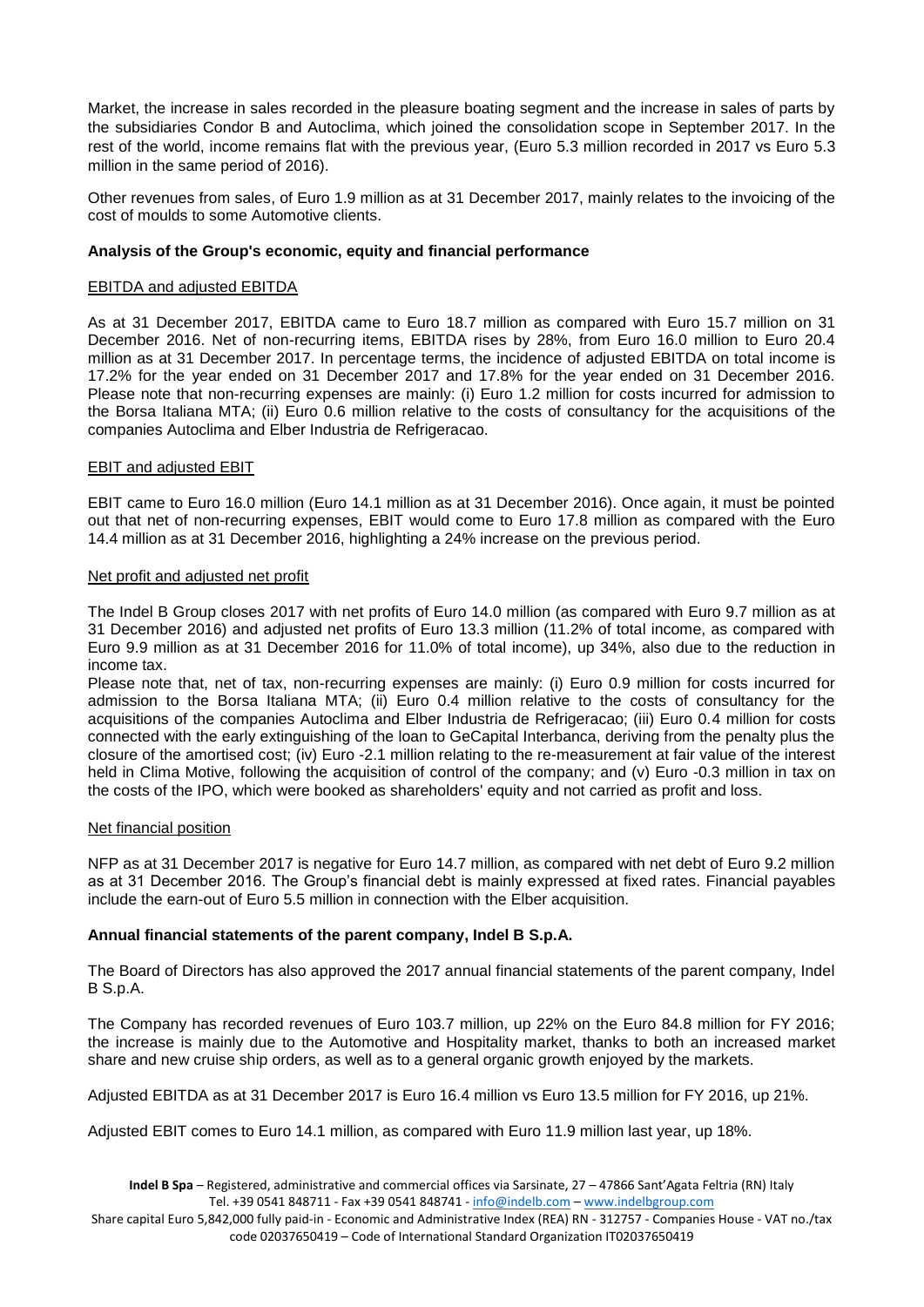Market, the increase in sales recorded in the pleasure boating segment and the increase in sales of parts by the subsidiaries Condor B and Autoclima, which joined the consolidation scope in September 2017. In the rest of the world, income remains flat with the previous year, (Euro 5.3 million recorded in 2017 vs Euro 5.3 million in the same period of 2016).

Other revenues from sales, of Euro 1.9 million as at 31 December 2017, mainly relates to the invoicing of the cost of moulds to some Automotive clients.

**Analysis of the Group's economic, equity and financial performance**

EBITDA and adjusted EBITDA

As at 31 December 2017, EBITDA came to Euro 18.7 million as compared with Euro 15.7 million on 31 December 2016. Net of non-recurring items, EBITDA rises by 28%, from Euro 16.0 million to Euro 20.4 million as at 31 December 2017. In percentage terms, the incidence of adjusted EBITDA on total income is 17.2% for the year ended on 31 December 2017 and 17.8% for the year ended on 31 December 2016. Please note that non-recurring expenses are mainly: (i) Euro 1.2 million for costs incurred for admission to the Borsa Italiana MTA; (ii) Euro 0.6 million relative to the costs of consultancy for the acquisitions of the companies Autoclima and Elber Industria de Refrigeracao.

EBIT and adjusted EBIT

EBIT came to Euro 16.0 million (Euro 14.1 million as at 31 December 2016). Once again, it must be pointed out that net of non-recurring expenses, EBIT would come to Euro 17.8 million as compared with the Euro 14.4 million as at 31 December 2016, highlighting a 24% increase on the previous period.

Net profit and adjusted net profit

The Indel B Group closes 2017 with net profits of Euro 14.0 million (as compared with Euro 9.7 million as at 31 December 2016) and adjusted net profits of Euro 13.3 million (11.2% of total income, as compared with Euro 9.9 million as at 31 December 2016 for 11.0% of total income), up 34%, also due to the reduction in income tax.

Please note that, net of tax, non-recurring expenses are mainly: (i) Euro 0.9 million for costs incurred for admission to the Borsa Italiana MTA; (ii) Euro 0.4 million relative to the costs of consultancy for the acquisitions of the companies Autoclima and Elber Industria de Refrigeracao; (iii) Euro 0.4 million for costs connected with the early extinguishing of the loan to GeCapital Interbanca, deriving from the penalty plus the closure of the amortised cost; (iv) Euro -2.1 million relating to the re-measurement at fair value of the interest held in Clima Motive, following the acquisition of control of the company; and (v) Euro -0.3 million in tax on the costs of the IPO, which were booked as shareholders' equity and not carried as profit and loss.

Net financial position

NFP as at 31 December 2017 is negative for Euro 14.7 million, as compared with net debt of Euro 9.2 million as at 31 December 2016. The Group's financial debt is mainly expressed at fixed rates. Financial payables include the earn-out of Euro 5.5 million in connection with the Elber acquisition.

**Annual financial statements of the parent company, Indel B S.p.A.**

The Board of Directors has also approved the 2017 annual financial statements of the parent company, Indel B S.p.A.

The Company has recorded revenues of Euro 103.7 million, up 22% on the Euro 84.8 million for FY 2016; the increase is mainly due to the Automotive and Hospitality market, thanks to both an increased market share and new cruise ship orders, as well as to a general organic growth enjoyed by the markets.

Adjusted EBITDA as at 31 December 2017 is Euro 16.4 million vs Euro 13.5 million for FY 2016, up 21%.

Adjusted EBIT comes to Euro 14.1 million, as compared with Euro 11.9 million last year, up 18%.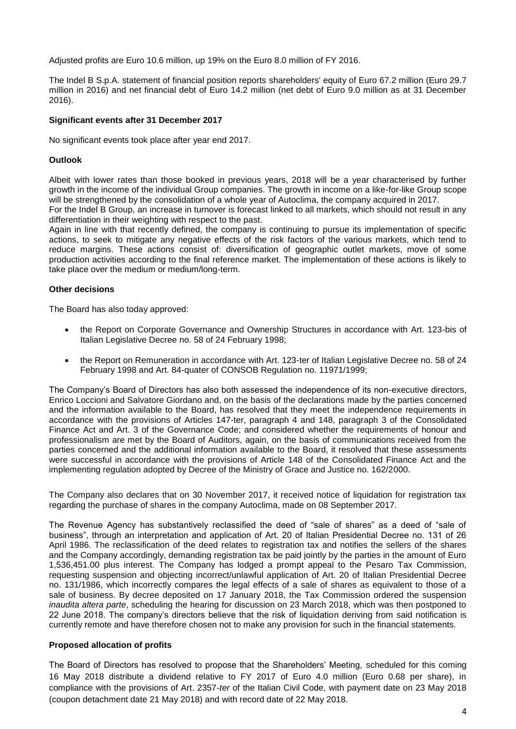Adjusted profits are Euro 10.6 million, up 19% on the Euro 8.0 million of FY 2016.

The Indel B S.p.A. statement of financial position reports shareholders' equity of Euro 67.2 million (Euro 29.7 million in 2016) and net financial debt of Euro 14.2 million (net debt of Euro 9.0 million as at 31 December 2016).

**Significant events after 31 December 2017**

No significant events took place after year end 2017.

**Outlook**

Albeit with lower rates than those booked in previous years, 2018 will be a year characterised by further growth in the income of the individual Group companies. The growth in income on a like-for-like Group scope will be strengthened by the consolidation of a whole year of Autoclima, the company acquired in 2017.
For the Indel B Group, an increase in turnover is forecast linked to all markets, which should not result in any differentiation in their weighting with respect to the past.
Again in line with that recently defined, the company is continuing to pursue its implementation of specific actions, to seek to mitigate any negative effects of the risk factors of the various markets, which tend to reduce margins. These actions consist of: diversification of geographic outlet markets, move of some production activities according to the final reference market. The implementation of these actions is likely to take place over the medium or medium/long-term.

**Other decisions**

The Board has also today approved:

- the Report on Corporate Governance and Ownership Structures in accordance with Art. 123-bis of Italian Legislative Decree no. 58 of 24 February 1998;
- the Report on Remuneration in accordance with Art. 123-ter of Italian Legislative Decree no. 58 of 24 February 1998 and Art. 84-quater of CONSOB Regulation no. 11971/1999;

The Company's Board of Directors has also both assessed the independence of its non-executive directors, Enrico Loccioni and Salvatore Giordano and, on the basis of the declarations made by the parties concerned and the information available to the Board, has resolved that they meet the independence requirements in accordance with the provisions of Articles 147-ter, paragraph 4 and 148, paragraph 3 of the Consolidated Finance Act and Art. 3 of the Governance Code; and considered whether the requirements of honour and professionalism are met by the Board of Auditors, again, on the basis of communications received from the parties concerned and the additional information available to the Board, it resolved that these assessments were successful in accordance with the provisions of Article 148 of the Consolidated Finance Act and the implementing regulation adopted by Decree of the Ministry of Grace and Justice no. 162/2000.

The Company also declares that on 30 November 2017, it received notice of liquidation for registration tax regarding the purchase of shares in the company Autoclima, made on 08 September 2017.

The Revenue Agency has substantively reclassified the deed of "sale of shares" as a deed of "sale of business", through an interpretation and application of Art. 20 of Italian Presidential Decree no. 131 of 26 April 1986. The reclassification of the deed relates to registration tax and notifies the sellers of the shares and the Company accordingly, demanding registration tax be paid jointly by the parties in the amount of Euro 1,536,451.00 plus interest. The Company has lodged a prompt appeal to the Pesaro Tax Commission, requesting suspension and objecting incorrect/unlawful application of Art. 20 of Italian Presidential Decree no. 131/1986, which incorrectly compares the legal effects of a sale of shares as equivalent to those of a sale of business. By decree deposited on 17 January 2018, the Tax Commission ordered the suspension *inaudita altera parte*, scheduling the hearing for discussion on 23 March 2018, which was then postponed to 22 June 2018. The company's directors believe that the risk of liquidation deriving from said notification is currently remote and have therefore chosen not to make any provision for such in the financial statements.

**Proposed allocation of profits**

The Board of Directors has resolved to propose that the Shareholders' Meeting, scheduled for this coming 16 May 2018 distribute a dividend relative to FY 2017 of Euro 4.0 million (Euro 0.68 per share), in compliance with the provisions of Art. 2357-*ter* of the Italian Civil Code, with payment date on 23 May 2018 (coupon detachment date 21 May 2018) and with record date of 22 May 2018.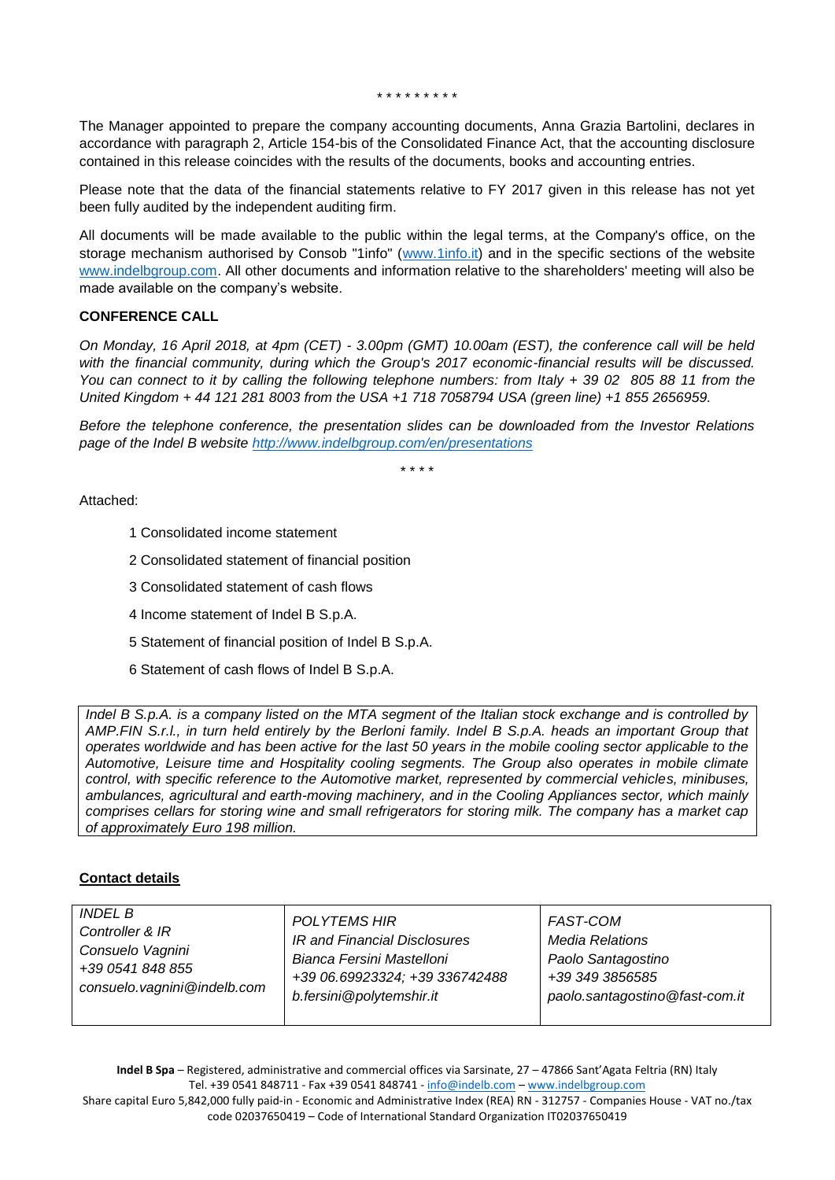\* \* \* \* \* \* \* \* \*

The Manager appointed to prepare the company accounting documents, Anna Grazia Bartolini, declares in accordance with paragraph 2, Article 154-bis of the Consolidated Finance Act, that the accounting disclosure contained in this release coincides with the results of the documents, books and accounting entries.

Please note that the data of the financial statements relative to FY 2017 given in this release has not yet been fully audited by the independent auditing firm.

All documents will be made available to the public within the legal terms, at the Company's office, on the storage mechanism authorised by Consob "1info" (www.1info.it) and in the specific sections of the website www.indelbgroup.com. All other documents and information relative to the shareholders' meeting will also be made available on the company's website.

**CONFERENCE CALL**

*On Monday, 16 April 2018, at 4pm (CET) - 3.00pm (GMT) 10.00am (EST), the conference call will be held with the financial community, during which the Group's 2017 economic-financial results will be discussed. You can connect to it by calling the following telephone numbers: from Italy + 39 02 805 88 11 from the United Kingdom + 44 121 281 8003 from the USA +1 718 7058794 USA (green line) +1 855 2656959.*

*Before the telephone conference, the presentation slides can be downloaded from the Investor Relations page of the Indel B website http://www.indelbgroup.com/en/presentations*

\* \* \* \*

Attached:

1 Consolidated income statement

2 Consolidated statement of financial position

3 Consolidated statement of cash flows

4 Income statement of Indel B S.p.A.

5 Statement of financial position of Indel B S.p.A.

6 Statement of cash flows of Indel B S.p.A.

*Indel B S.p.A. is a company listed on the MTA segment of the Italian stock exchange and is controlled by AMP.FIN S.r.l., in turn held entirely by the Berloni family. Indel B S.p.A. heads an important Group that operates worldwide and has been active for the last 50 years in the mobile cooling sector applicable to the Automotive, Leisure time and Hospitality cooling segments. The Group also operates in mobile climate control, with specific reference to the Automotive market, represented by commercial vehicles, minibuses, ambulances, agricultural and earth-moving machinery, and in the Cooling Appliances sector, which mainly comprises cellars for storing wine and small refrigerators for storing milk. The company has a market cap of approximately Euro 198 million.*

**Contact details**

| | | |
|---|---|---|
| *INDEL B*<br>*Controller & IR*<br>*Consuelo Vagnini*<br>*+39 0541 848 855*<br>*consuelo.vagnini@indelb.com* | *POLYTEMS HIR*<br>*IR and Financial Disclosures*<br>*Bianca Fersini Mastelloni*<br>*+39 06.69923324; +39 336742488*<br>*b.fersini@polytemshir.it* | *FAST-COM*<br>*Media Relations*<br>*Paolo Santagostino*<br>*+39 349 3856585*<br>*paolo.santagostino@fast-com.it* |

**Indel B Spa** – Registered, administrative and commercial offices via Sarsinate, 27 – 47866 Sant'Agata Feltria (RN) Italy
Tel. +39 0541 848711 - Fax +39 0541 848741 - info@indelb.com – www.indelbgroup.com
Share capital Euro 5,842,000 fully paid-in - Economic and Administrative Index (REA) RN - 312757 - Companies House - VAT no./tax code 02037650419 – Code of International Standard Organization IT02037650419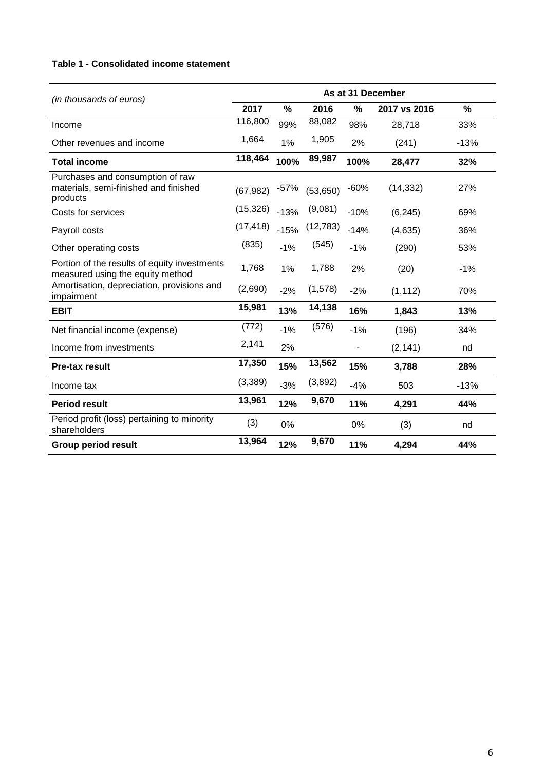**Table 1 - Consolidated income statement**

| *(in thousands of euros)* | As at 31 December | | | | | |
|---|---|---|---|---|---|---|
| | **2017** | **%** | **2016** | **%** | **2017 vs 2016** | **%** |
| Income | 116,800 | 99% | 88,082 | 98% | 28,718 | 33% |
| Other revenues and income | 1,664 | 1% | 1,905 | 2% | (241) | -13% |
| **Total income** | **118,464** | **100%** | **89,987** | **100%** | **28,477** | **32%** |
| Purchases and consumption of raw materials, semi-finished and finished products | (67,982) | -57% | (53,650) | -60% | (14,332) | 27% |
| Costs for services | (15,326) | -13% | (9,081) | -10% | (6,245) | 69% |
| Payroll costs | (17,418) | -15% | (12,783) | -14% | (4,635) | 36% |
| Other operating costs | (835) | -1% | (545) | -1% | (290) | 53% |
| Portion of the results of equity investments measured using the equity method | 1,768 | 1% | 1,788 | 2% | (20) | -1% |
| Amortisation, depreciation, provisions and impairment | (2,690) | -2% | (1,578) | -2% | (1,112) | 70% |
| **EBIT** | **15,981** | **13%** | **14,138** | **16%** | **1,843** | **13%** |
| Net financial income (expense) | (772) | -1% | (576) | -1% | (196) | 34% |
| Income from investments | 2,141 | 2% | | - | (2,141) | nd |
| **Pre-tax result** | **17,350** | **15%** | **13,562** | **15%** | **3,788** | **28%** |
| Income tax | (3,389) | -3% | (3,892) | -4% | 503 | -13% |
| **Period result** | **13,961** | **12%** | **9,670** | **11%** | **4,291** | **44%** |
| Period profit (loss) pertaining to minority shareholders | (3) | 0% | | 0% | (3) | nd |
| **Group period result** | **13,964** | **12%** | **9,670** | **11%** | **4,294** | **44%** |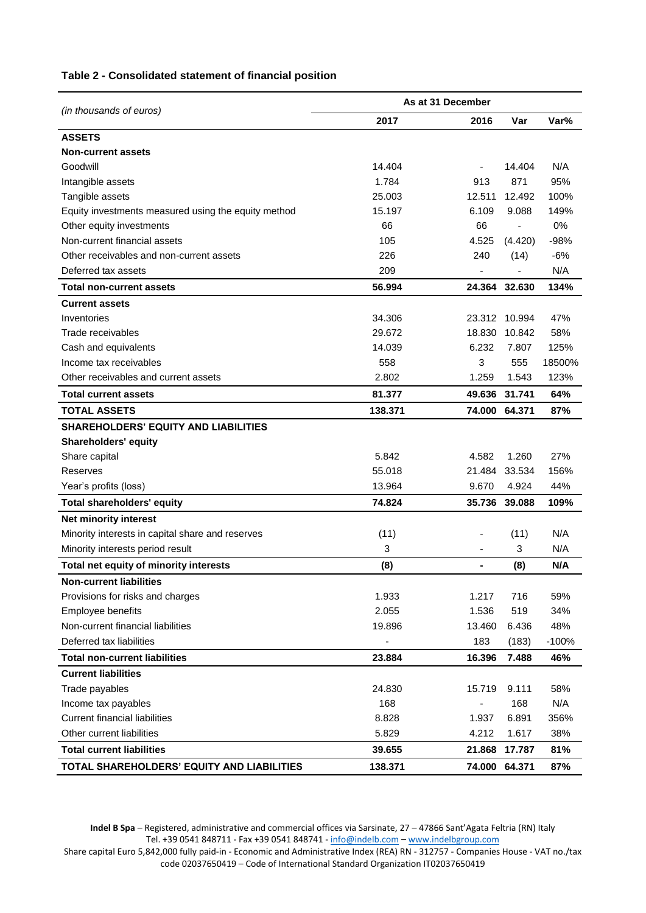**Table 2 - Consolidated statement of financial position**

| *(in thousands of euros)* | As at 31 December | | | |
|---|---|---|---|---|
| | **2017** | **2016** | **Var** | **Var%** |
| **ASSETS** | | | | |
| **Non-current assets** | | | | |
| Goodwill | 14.404 | - | 14.404 | N/A |
| Intangible assets | 1.784 | 913 | 871 | 95% |
| Tangible assets | 25.003 | 12.511 | 12.492 | 100% |
| Equity investments measured using the equity method | 15.197 | 6.109 | 9.088 | 149% |
| Other equity investments | 66 | 66 | - | 0% |
| Non-current financial assets | 105 | 4.525 | (4.420) | -98% |
| Other receivables and non-current assets | 226 | 240 | (14) | -6% |
| Deferred tax assets | 209 | - | - | N/A |
| **Total non-current assets** | **56.994** | **24.364** | **32.630** | **134%** |
| **Current assets** | | | | |
| Inventories | 34.306 | 23.312 | 10.994 | 47% |
| Trade receivables | 29.672 | 18.830 | 10.842 | 58% |
| Cash and equivalents | 14.039 | 6.232 | 7.807 | 125% |
| Income tax receivables | 558 | 3 | 555 | 18500% |
| Other receivables and current assets | 2.802 | 1.259 | 1.543 | 123% |
| **Total current assets** | **81.377** | **49.636** | **31.741** | **64%** |
| **TOTAL ASSETS** | **138.371** | **74.000** | **64.371** | **87%** |
| **SHAREHOLDERS' EQUITY AND LIABILITIES** | | | | |
| **Shareholders' equity** | | | | |
| Share capital | 5.842 | 4.582 | 1.260 | 27% |
| Reserves | 55.018 | 21.484 | 33.534 | 156% |
| Year's profits (loss) | 13.964 | 9.670 | 4.924 | 44% |
| **Total shareholders' equity** | **74.824** | **35.736** | **39.088** | **109%** |
| **Net minority interest** | | | | |
| Minority interests in capital share and reserves | (11) | - | (11) | N/A |
| Minority interests period result | 3 | - | 3 | N/A |
| **Total net equity of minority interests** | **(8)** | **-** | **(8)** | **N/A** |
| **Non-current liabilities** | | | | |
| Provisions for risks and charges | 1.933 | 1.217 | 716 | 59% |
| Employee benefits | 2.055 | 1.536 | 519 | 34% |
| Non-current financial liabilities | 19.896 | 13.460 | 6.436 | 48% |
| Deferred tax liabilities | - | 183 | (183) | -100% |
| **Total non-current liabilities** | **23.884** | **16.396** | **7.488** | **46%** |
| **Current liabilities** | | | | |
| Trade payables | 24.830 | 15.719 | 9.111 | 58% |
| Income tax payables | 168 | - | 168 | N/A |
| Current financial liabilities | 8.828 | 1.937 | 6.891 | 356% |
| Other current liabilities | 5.829 | 4.212 | 1.617 | 38% |
| **Total current liabilities** | **39.655** | **21.868** | **17.787** | **81%** |
| **TOTAL SHAREHOLDERS' EQUITY AND LIABILITIES** | **138.371** | **74.000** | **64.371** | **87%** |

**Indel B Spa** – Registered, administrative and commercial offices via Sarsinate, 27 – 47866 Sant'Agata Feltria (RN) Italy
Tel. +39 0541 848711 - Fax +39 0541 848741 - info@indelb.com – www.indelbgroup.com
Share capital Euro 5,842,000 fully paid-in - Economic and Administrative Index (REA) RN - 312757 - Companies House - VAT no./tax code 02037650419 – Code of International Standard Organization IT02037650419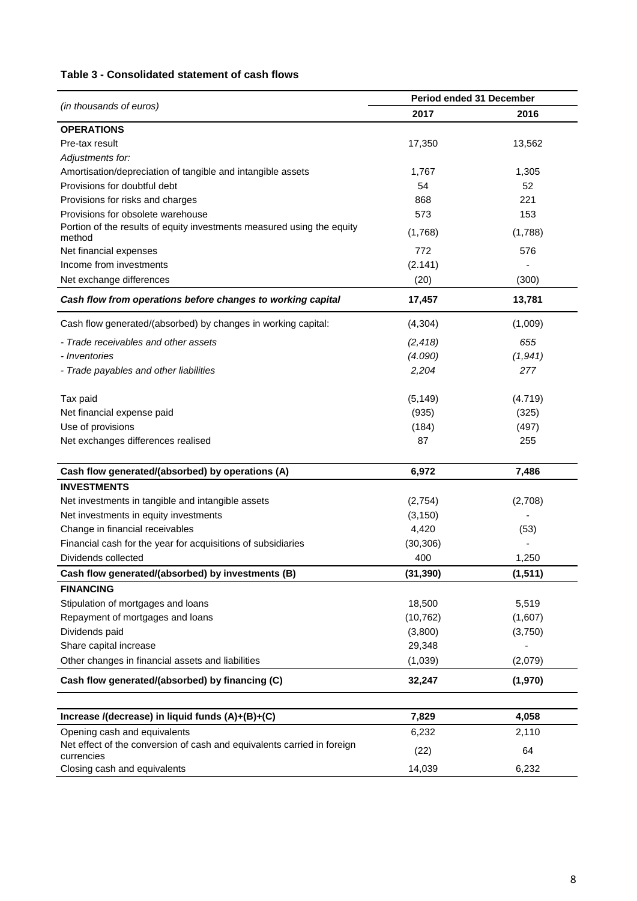**Table 3 - Consolidated statement of cash flows**

| *(in thousands of euros)* | Period ended 31 December | |
|---|---|---|
| | **2017** | **2016** |
| **OPERATIONS** | | |
| Pre-tax result | 17,350 | 13,562 |
| *Adjustments for:* | | |
| Amortisation/depreciation of tangible and intangible assets | 1,767 | 1,305 |
| Provisions for doubtful debt | 54 | 52 |
| Provisions for risks and charges | 868 | 221 |
| Provisions for obsolete warehouse | 573 | 153 |
| Portion of the results of equity investments measured using the equity method | (1,768) | (1,788) |
| Net financial expenses | 772 | 576 |
| Income from investments | (2.141) | - |
| Net exchange differences | (20) | (300) |
| ***Cash flow from operations before changes to working capital*** | **17,457** | **13,781** |
| Cash flow generated/(absorbed) by changes in working capital: | (4,304) | (1,009) |
| *- Trade receivables and other assets* | *(2,418)* | *655* |
| *- Inventories* | *(4.090)* | *(1,941)* |
| *- Trade payables and other liabilities* | *2,204* | *277* |
| Tax paid | (5,149) | (4.719) |
| Net financial expense paid | (935) | (325) |
| Use of provisions | (184) | (497) |
| Net exchanges differences realised | 87 | 255 |
| **Cash flow generated/(absorbed) by operations (A)** | **6,972** | **7,486** |
| **INVESTMENTS** | | |
| Net investments in tangible and intangible assets | (2,754) | (2,708) |
| Net investments in equity investments | (3,150) | - |
| Change in financial receivables | 4,420 | (53) |
| Financial cash for the year for acquisitions of subsidiaries | (30,306) | - |
| Dividends collected | 400 | 1,250 |
| **Cash flow generated/(absorbed) by investments (B)** | **(31,390)** | **(1,511)** |
| **FINANCING** | | |
| Stipulation of mortgages and loans | 18,500 | 5,519 |
| Repayment of mortgages and loans | (10,762) | (1,607) |
| Dividends paid | (3,800) | (3,750) |
| Share capital increase | 29,348 | - |
| Other changes in financial assets and liabilities | (1,039) | (2,079) |
| **Cash flow generated/(absorbed) by financing (C)** | **32,247** | **(1,970)** |
| **Increase /(decrease) in liquid funds (A)+(B)+(C)** | **7,829** | **4,058** |
| Opening cash and equivalents | 6,232 | 2,110 |
| Net effect of the conversion of cash and equivalents carried in foreign currencies | (22) | 64 |
| Closing cash and equivalents | 14,039 | 6,232 |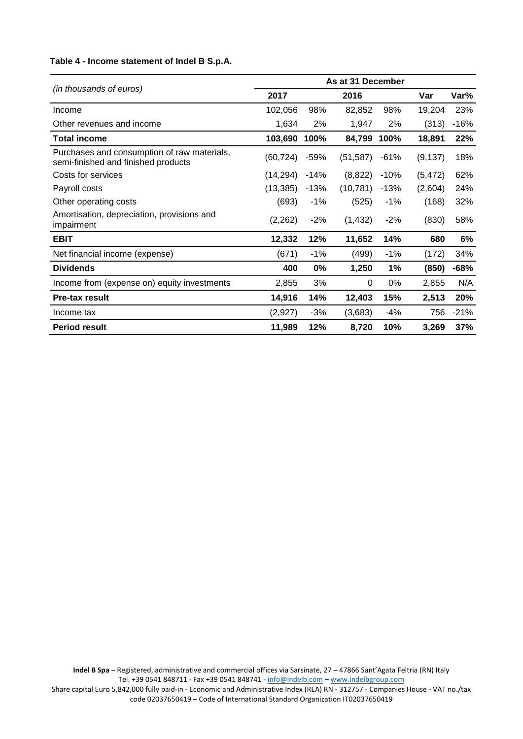**Table 4 - Income statement of Indel B S.p.A.**

| *(in thousands of euros)* | As at 31 December | | | | | |
|---|---|---|---|---|---|---|
| | 2017 | | 2016 | | Var | Var% |
| Income | 102,056 | 98% | 82,852 | 98% | 19,204 | 23% |
| Other revenues and income | 1,634 | 2% | 1,947 | 2% | (313) | -16% |
| **Total income** | **103,690** | **100%** | **84,799** | **100%** | **18,891** | **22%** |
| Purchases and consumption of raw materials, semi-finished and finished products | (60,724) | -59% | (51,587) | -61% | (9,137) | 18% |
| Costs for services | (14,294) | -14% | (8,822) | -10% | (5,472) | 62% |
| Payroll costs | (13,385) | -13% | (10,781) | -13% | (2,604) | 24% |
| Other operating costs | (693) | -1% | (525) | -1% | (168) | 32% |
| Amortisation, depreciation, provisions and impairment | (2,262) | -2% | (1,432) | -2% | (830) | 58% |
| **EBIT** | **12,332** | **12%** | **11,652** | **14%** | **680** | **6%** |
| Net financial income (expense) | (671) | -1% | (499) | -1% | (172) | 34% |
| **Dividends** | **400** | **0%** | **1,250** | **1%** | **(850)** | **-68%** |
| Income from (expense on) equity investments | 2,855 | 3% | 0 | 0% | 2,855 | N/A |
| **Pre-tax result** | **14,916** | **14%** | **12,403** | **15%** | **2,513** | **20%** |
| Income tax | (2,927) | -3% | (3,683) | -4% | 756 | -21% |
| **Period result** | **11,989** | **12%** | **8,720** | **10%** | **3,269** | **37%** |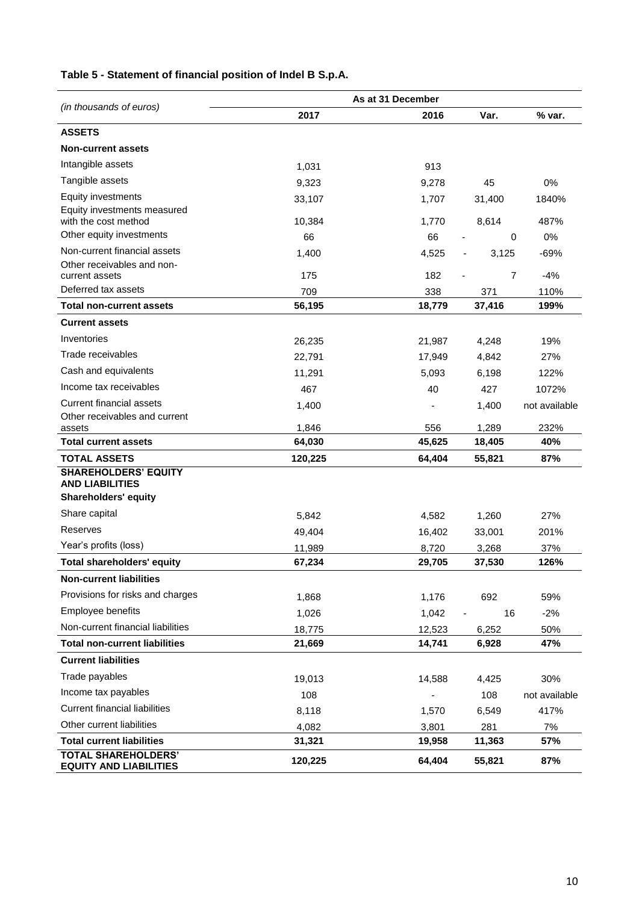**Table 5 - Statement of financial position of Indel B S.p.A.**

| *(in thousands of euros)* | As at 31 December | | | |
|---|---|---|---|---|
| | 2017 | 2016 | Var. | % var. |
| **ASSETS** | | | | |
| **Non-current assets** | | | | |
| Intangible assets | 1,031 | 913 | | |
| Tangible assets | 9,323 | 9,278 | 45 | 0% |
| Equity investments | 33,107 | 1,707 | 31,400 | 1840% |
| Equity investments measured with the cost method | 10,384 | 1,770 | 8,614 | 487% |
| Other equity investments | 66 | 66 | - 0 | 0% |
| Non-current financial assets | 1,400 | 4,525 | - 3,125 | -69% |
| Other receivables and non-current assets | 175 | 182 | - 7 | -4% |
| Deferred tax assets | 709 | 338 | 371 | 110% |
| **Total non-current assets** | **56,195** | **18,779** | **37,416** | **199%** |
| **Current assets** | | | | |
| Inventories | 26,235 | 21,987 | 4,248 | 19% |
| Trade receivables | 22,791 | 17,949 | 4,842 | 27% |
| Cash and equivalents | 11,291 | 5,093 | 6,198 | 122% |
| Income tax receivables | 467 | 40 | 427 | 1072% |
| Current financial assets | 1,400 | - | 1,400 | not available |
| Other receivables and current assets | 1,846 | 556 | 1,289 | 232% |
| **Total current assets** | **64,030** | **45,625** | **18,405** | **40%** |
| **TOTAL ASSETS** | **120,225** | **64,404** | **55,821** | **87%** |
| **SHAREHOLDERS' EQUITY AND LIABILITIES** | | | | |
| **Shareholders' equity** | | | | |
| Share capital | 5,842 | 4,582 | 1,260 | 27% |
| Reserves | 49,404 | 16,402 | 33,001 | 201% |
| Year's profits (loss) | 11,989 | 8,720 | 3,268 | 37% |
| **Total shareholders' equity** | **67,234** | **29,705** | **37,530** | **126%** |
| **Non-current liabilities** | | | | |
| Provisions for risks and charges | 1,868 | 1,176 | 692 | 59% |
| Employee benefits | 1,026 | 1,042 | - 16 | -2% |
| Non-current financial liabilities | 18,775 | 12,523 | 6,252 | 50% |
| **Total non-current liabilities** | **21,669** | **14,741** | **6,928** | **47%** |
| **Current liabilities** | | | | |
| Trade payables | 19,013 | 14,588 | 4,425 | 30% |
| Income tax payables | 108 | - | 108 | not available |
| Current financial liabilities | 8,118 | 1,570 | 6,549 | 417% |
| Other current liabilities | 4,082 | 3,801 | 281 | 7% |
| **Total current liabilities** | **31,321** | **19,958** | **11,363** | **57%** |
| **TOTAL SHAREHOLDERS' EQUITY AND LIABILITIES** | **120,225** | **64,404** | **55,821** | **87%** |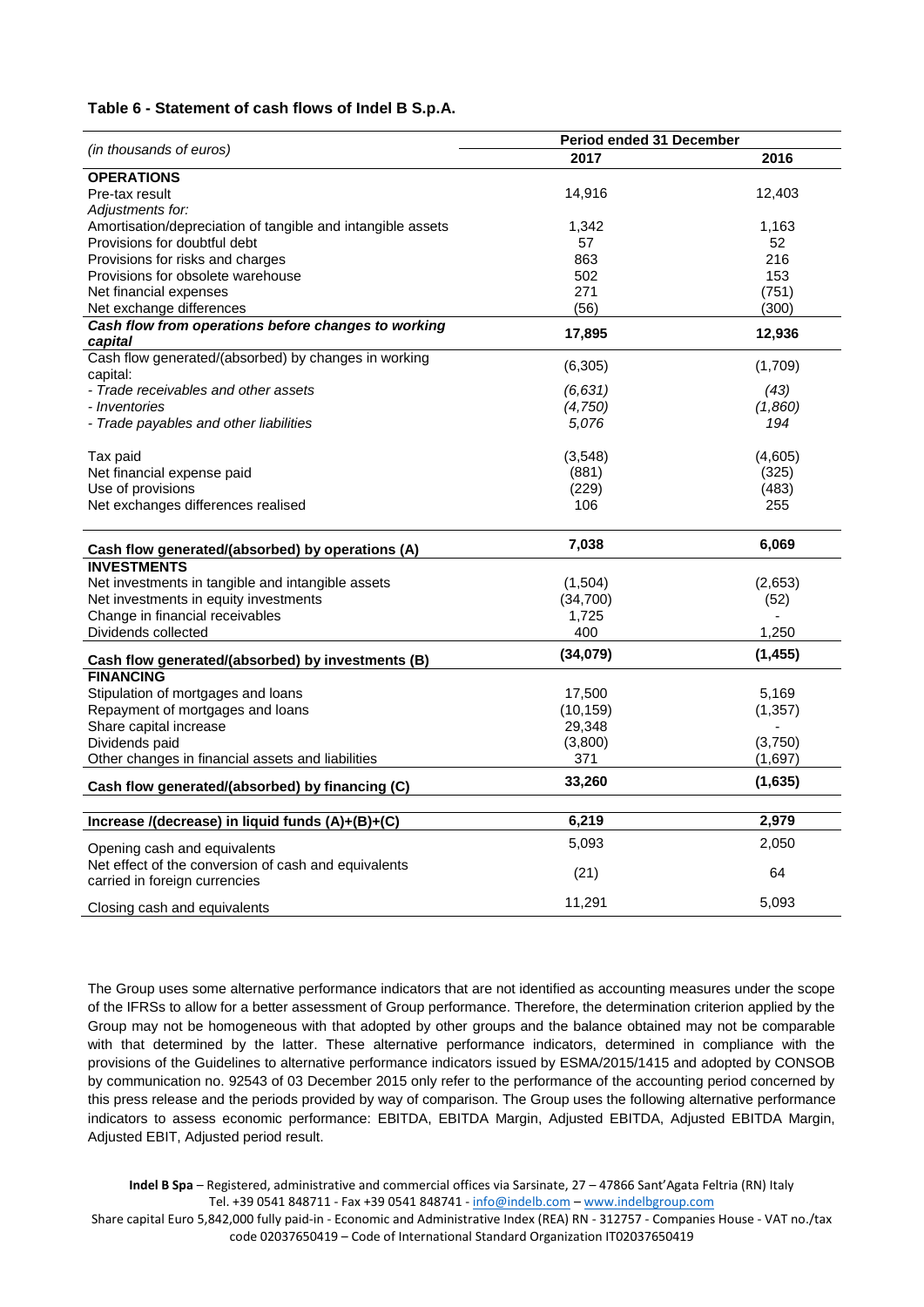**Table 6 - Statement of cash flows of Indel B S.p.A.**

| *(in thousands of euros)* | Period ended 31 December | |
|---|---|---|
| | 2017 | 2016 |
| **OPERATIONS** | | |
| Pre-tax result | 14,916 | 12,403 |
| *Adjustments for:* | | |
| Amortisation/depreciation of tangible and intangible assets | 1,342 | 1,163 |
| Provisions for doubtful debt | 57 | 52 |
| Provisions for risks and charges | 863 | 216 |
| Provisions for obsolete warehouse | 502 | 153 |
| Net financial expenses | 271 | (751) |
| Net exchange differences | (56) | (300) |
| ***Cash flow from operations before changes to working capital*** | **17,895** | **12,936** |
| Cash flow generated/(absorbed) by changes in working capital: | (6,305) | (1,709) |
| *- Trade receivables and other assets* | *(6,631)* | *(43)* |
| *- Inventories* | *(4,750)* | *(1,860)* |
| *- Trade payables and other liabilities* | *5,076* | *194* |
| Tax paid | (3,548) | (4,605) |
| Net financial expense paid | (881) | (325) |
| Use of provisions | (229) | (483) |
| Net exchanges differences realised | 106 | 255 |
| **Cash flow generated/(absorbed) by operations (A)** | **7,038** | **6,069** |
| **INVESTMENTS** | | |
| Net investments in tangible and intangible assets | (1,504) | (2,653) |
| Net investments in equity investments | (34,700) | (52) |
| Change in financial receivables | 1,725 | - |
| Dividends collected | 400 | 1,250 |
| **Cash flow generated/(absorbed) by investments (B)** | **(34,079)** | **(1,455)** |
| **FINANCING** | | |
| Stipulation of mortgages and loans | 17,500 | 5,169 |
| Repayment of mortgages and loans | (10,159) | (1,357) |
| Share capital increase | 29,348 | - |
| Dividends paid | (3,800) | (3,750) |
| Other changes in financial assets and liabilities | 371 | (1,697) |
| **Cash flow generated/(absorbed) by financing (C)** | **33,260** | **(1,635)** |
| **Increase /(decrease) in liquid funds (A)+(B)+(C)** | **6,219** | **2,979** |
| Opening cash and equivalents | 5,093 | 2,050 |
| Net effect of the conversion of cash and equivalents carried in foreign currencies | (21) | 64 |
| Closing cash and equivalents | 11,291 | 5,093 |

The Group uses some alternative performance indicators that are not identified as accounting measures under the scope of the IFRSs to allow for a better assessment of Group performance. Therefore, the determination criterion applied by the Group may not be homogeneous with that adopted by other groups and the balance obtained may not be comparable with that determined by the latter. These alternative performance indicators, determined in compliance with the provisions of the Guidelines to alternative performance indicators issued by ESMA/2015/1415 and adopted by CONSOB by communication no. 92543 of 03 December 2015 only refer to the performance of the accounting period concerned by this press release and the periods provided by way of comparison. The Group uses the following alternative performance indicators to assess economic performance: EBITDA, EBITDA Margin, Adjusted EBITDA, Adjusted EBITDA Margin, Adjusted EBIT, Adjusted period result.

**Indel B Spa** – Registered, administrative and commercial offices via Sarsinate, 27 – 47866 Sant'Agata Feltria (RN) Italy
Tel. +39 0541 848711 - Fax +39 0541 848741 - info@indelb.com – www.indelbgroup.com
Share capital Euro 5,842,000 fully paid-in - Economic and Administrative Index (REA) RN - 312757 - Companies House - VAT no./tax code 02037650419 – Code of International Standard Organization IT02037650419